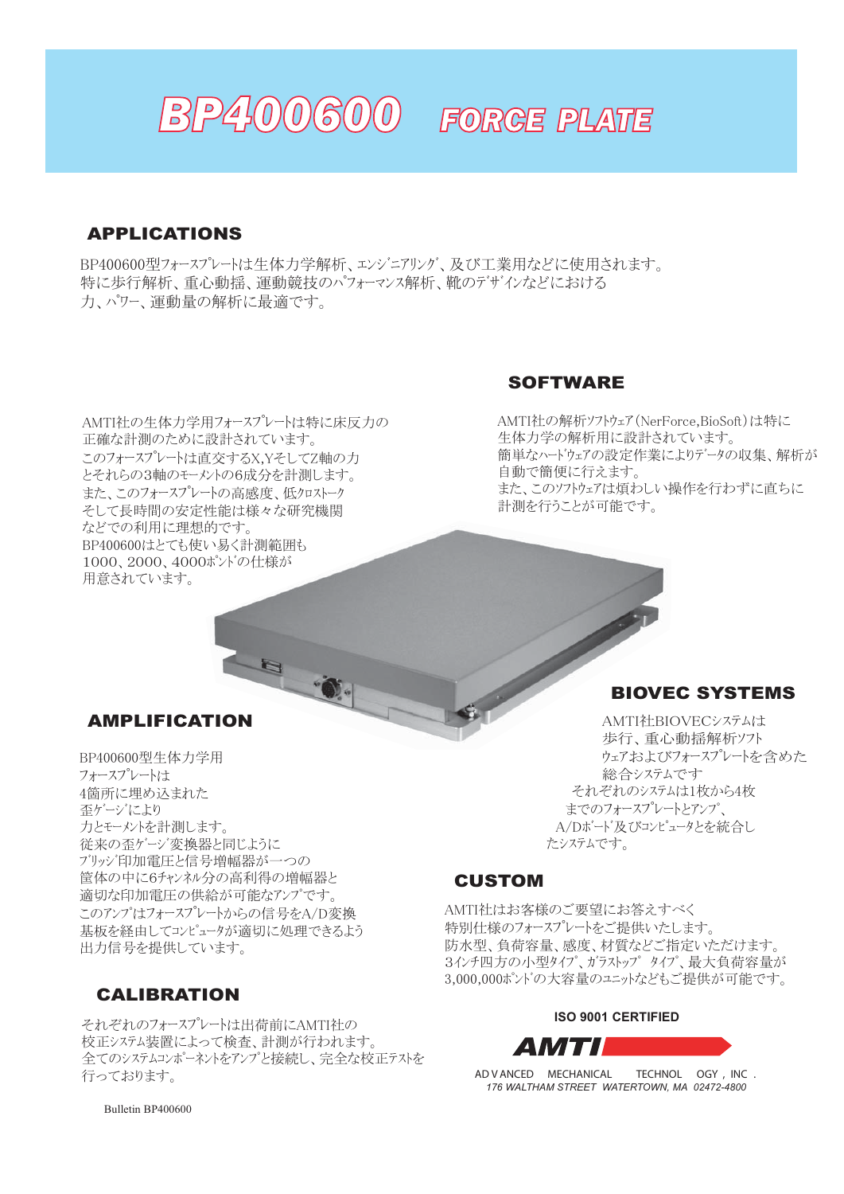# BP400600 FORCE PLATE

## APPLICATIONS

BP400600型ﾌｫｰｽﾌﾟﾚｰﾄは生体力学解析、ｴﾝｼﾞﾆｱﾘﾝｸﾞ、及び工業用などに使用されます。
特に歩行解析、重心動揺、運動競技のﾊﾟﾌｫｰﾏﾝｽ解析、靴のﾃﾞｻﾞｲﾝなどにおける
力、ﾊﾟﾜｰ、運動量の解析に最適です。

AMTI社の生体力学用フォースプレートは特に床反力の
正確な計測のために設計されています。
このフォースプレートは直交するX,YそしてZ軸の力
とそれらの3軸のﾓｰﾒﾝﾄの6成分を計測します。
また、このフォースプレートの高感度、低ｸﾛｽﾄｰｸ
そして長時間の安定性能は様々な研究機関
などでの利用に理想的です。
BP400600はとても使い易く計測範囲も
1000、2000、4000ﾎﾟﾝﾄﾞの仕様が
用意されています。

## SOFTWARE

AMTI社の解析ｿﾌﾄｳｪｱ(NerForce,BioSoft)は特に
生体力学の解析用に設計されています。
簡単なﾊｰﾄﾞｳｪｱの設定作業によりﾃﾞｰﾀの収集、解析が
自動で簡便に行えます。
また、このソフトウェアは煩わしい操作を行わずに直ちに
計測を行うことが可能です。

## AMPLIFICATION

BP400600型生体力学用
フォースプレートは
4箇所に埋め込まれた
歪ｹﾞｰｼﾞにより
力とモーメントを計測します。
従来の歪ｹﾞｰｼﾞ変換器と同じように
ﾌﾞﾘｯｼﾞ印加電圧と信号増幅器が一つの
筐体の中に6ﾁｬﾝﾈﾙ分の高利得の増幅器と
適切な印加電圧の供給が可能なｱﾝﾌﾟです。
このｱﾝﾌﾟはﾌｫｰｽﾌﾟﾚｰﾄからの信号をA/D変換
基板を経由してｺﾝﾋﾟｭｰﾀが適切に処理できるよう
出力信号を提供しています。

## BIOVEC SYSTEMS

AMTI社BIOVECｼｽﾃﾑは
歩行、重心動揺解析ｿﾌﾄ
ｳｪｱおよびﾌｫｰｽﾌﾟﾚｰﾄを含めた
総合システムです
それぞれのｼｽﾃﾑは1枚から4枚
までのﾌｫｰｽﾌﾟﾚｰﾄとｱﾝﾌﾟ、
A/Dﾎﾞｰﾄﾞ及びｺﾝﾋﾟｭｰﾀとを統合し
たｼｽﾃﾑです。

## CUSTOM

AMTI社はお客様のご要望にお答えすべく
特別仕様のﾌｫｰｽﾌﾟﾚｰﾄをご提供いたします。
防水型、負荷容量、感度、材質などご指定いただけます。
3ｲﾝﾁ四方の小型ﾀｲﾌﾟ、ｶﾞﾗｽﾄｯﾌﾟ タイプ、最大負荷容量が
3,000,000ﾎﾟﾝﾄﾞの大容量のﾕﾆｯﾄなどもご提供が可能です。

## CALIBRATION

それぞれのﾌｫｰｽﾌﾟﾚｰﾄは出荷前にAMTI社の
校正ｼｽﾃﾑ装置によって検査、計測が行われます。
全てのｼｽﾃﾑｺﾝﾎﾟｰﾈﾝﾄをｱﾝﾌﾟと接続し、完全な校正ﾃｽﾄを
行っております。

**ISO 9001 CERTIFIED**

**AMTI**

ADVANCED MECHANICAL TECHNOLOGY, INC.
*176 WALTHAM STREET WATERTOWN, MA 02472-4800*

Bulletin BP400600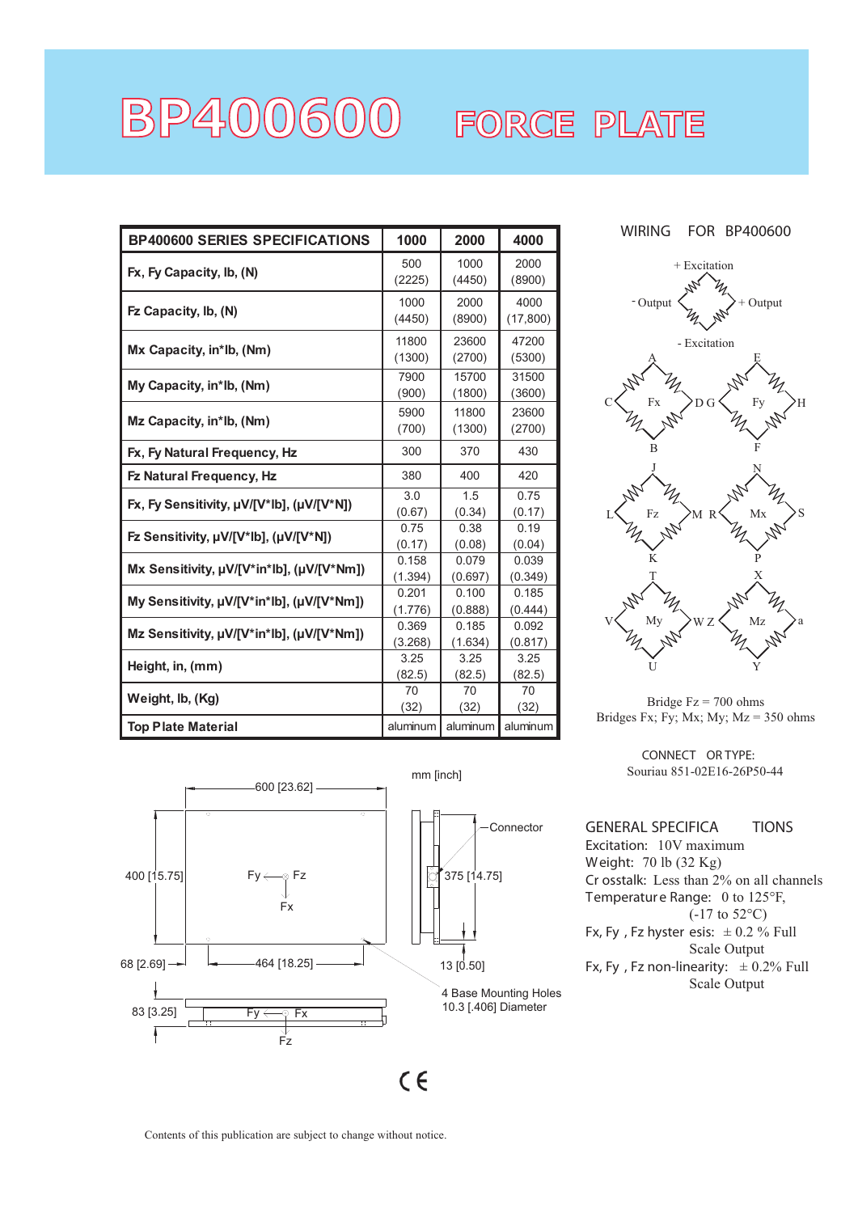# BP400600 FORCE PLATE

| BP400600 SERIES SPECIFICATIONS | 1000 | 2000 | 4000 |
|---|---|---|---|
| Fx, Fy Capacity, lb, (N) | 500 (2225) | 1000 (4450) | 2000 (8900) |
| Fz Capacity, lb, (N) | 1000 (4450) | 2000 (8900) | 4000 (17,800) |
| Mx Capacity, in*lb, (Nm) | 11800 (1300) | 23600 (2700) | 47200 (5300) |
| My Capacity, in*lb, (Nm) | 7900 (900) | 15700 (1800) | 31500 (3600) |
| Mz Capacity, in*lb, (Nm) | 5900 (700) | 11800 (1300) | 23600 (2700) |
| Fx, Fy Natural Frequency, Hz | 300 | 370 | 430 |
| Fz Natural Frequency, Hz | 380 | 400 | 420 |
| Fx, Fy Sensitivity, µV/[V*lb], (µV/[V*N]) | 3.0 (0.67) | 1.5 (0.34) | 0.75 (0.17) |
| Fz Sensitivity, µV/[V*lb], (µV/[V*N]) | 0.75 (0.17) | 0.38 (0.08) | 0.19 (0.04) |
| Mx Sensitivity, µV/[V*in*lb], (µV/[V*Nm]) | 0.158 (1.394) | 0.079 (0.697) | 0.039 (0.349) |
| My Sensitivity, µV/[V*in*lb], (µV/[V*Nm]) | 0.201 (1.776) | 0.100 (0.888) | 0.185 (0.444) |
| Mz Sensitivity, µV/[V*in*lb], (µV/[V*Nm]) | 0.369 (3.268) | 0.185 (1.634) | 0.092 (0.817) |
| Height, in, (mm) | 3.25 (82.5) | 3.25 (82.5) | 3.25 (82.5) |
| Weight, lb, (Kg) | 70 (32) | 70 (32) | 70 (32) |
| Top Plate Material | aluminum | aluminum | aluminum |

## WIRING FOR BP400600

+ Excitation
- Output
+ Output
- Excitation

A, C, Fx, D, B
E, G, Fy, H, F
J, L, Fz, M, K
N, R, Mx, S, P
T, V, My, W, U
X, Z, Mz, a, Y

Bridge Fz = 700 ohms
Bridges Fx; Fy; Mx; My; Mz = 350 ohms

CONNECTOR TYPE:
Souriau 851-02E16-26P50-44

mm [inch]

600 [23.62]
400 [15.75]
Fy Fz
Fx
68 [2.69]
464 [18.25]
Connector
375 [14.75]
13 [0.50]
4 Base Mounting Holes
10.3 [.406] Diameter
83 [3.25]
Fy Fx
Fz

## GENERAL SPECIFICATIONS

Excitation: 10V maximum
Weight: 70 lb (32 Kg)
Crosstalk: Less than 2% on all channels
Temperature Range: 0 to 125°F, (-17 to 52°C)
Fx, Fy, Fz hysteresis: ± 0.2 % Full Scale Output
Fx, Fy, Fz non-linearity: ± 0.2% Full Scale Output

CE

Contents of this publication are subject to change without notice.